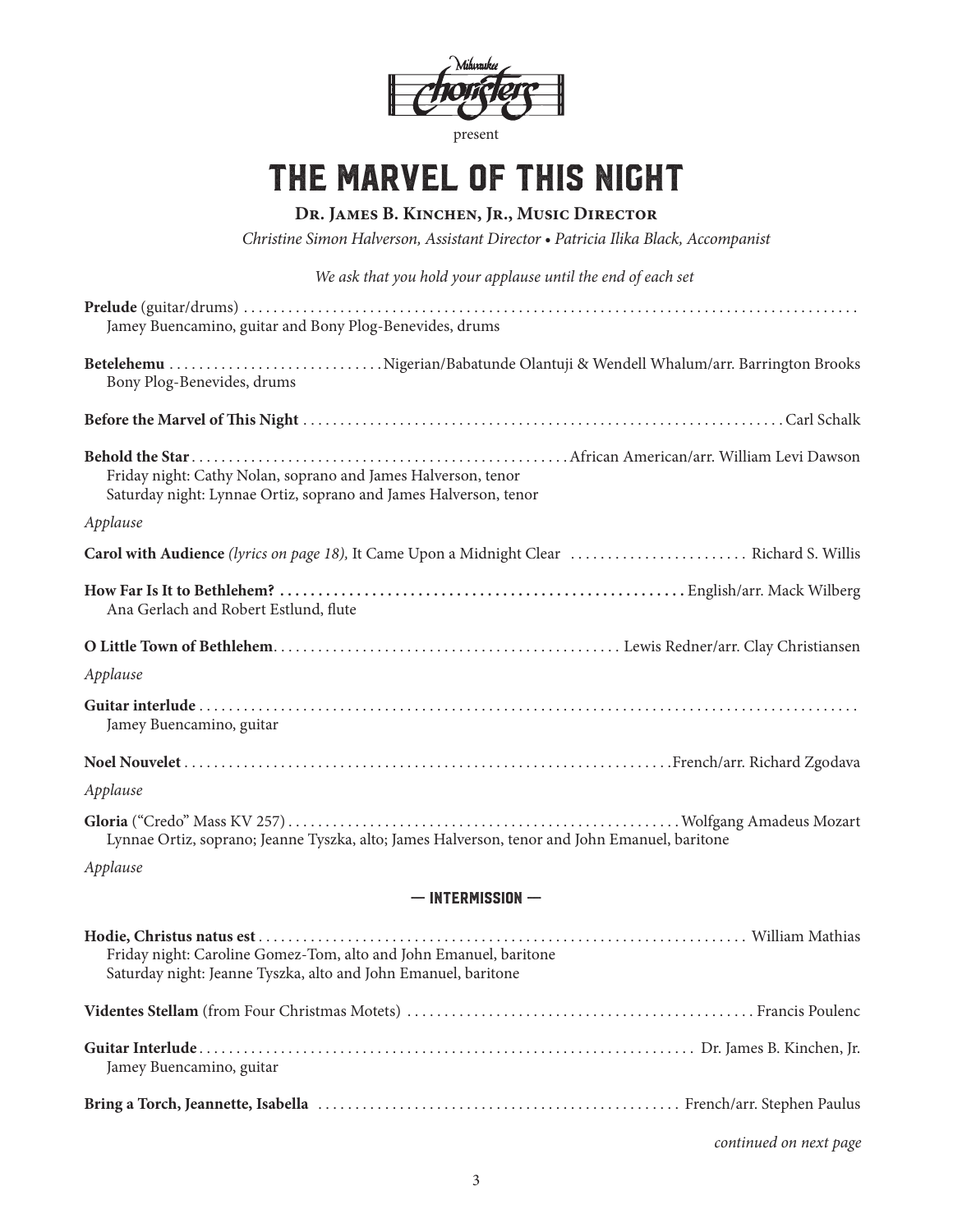Milwaukee Choristers

present

# THE MARVEL OF THIS NIGHT

**Dr. James B. Kinchen, Jr., Music Director**

*Christine Simon Halverson, Assistant Director • Patricia Ilika Black, Accompanist*

*We ask that you hold your applause until the end of each set*

**Prelude** (guitar/drums)
Jamey Buencamino, guitar and Bony Plog-Benevides, drums

**Betelehemu** ... Nigerian/Babatunde Olantuji & Wendell Whalum/arr. Barrington Brooks
Bony Plog-Benevides, drums

**Before the Marvel of This Night** ... Carl Schalk

**Behold the Star** ... African American/arr. William Levi Dawson
Friday night: Cathy Nolan, soprano and James Halverson, tenor
Saturday night: Lynnae Ortiz, soprano and James Halverson, tenor

*Applause*

**Carol with Audience** *(lyrics on page 18),* It Came Upon a Midnight Clear ... Richard S. Willis

**How Far Is It to Bethlehem?** ... English/arr. Mack Wilberg
Ana Gerlach and Robert Estlund, flute

**O Little Town of Bethlehem** ... Lewis Redner/arr. Clay Christiansen

*Applause*

**Guitar interlude**
Jamey Buencamino, guitar

**Noel Nouvelet** ... French/arr. Richard Zgodava

*Applause*

**Gloria** ("Credo" Mass KV 257) ... Wolfgang Amadeus Mozart
Lynnae Ortiz, soprano; Jeanne Tyszka, alto; James Halverson, tenor and John Emanuel, baritone

*Applause*

## — INTERMISSION —

**Hodie, Christus natus est** ... William Mathias
Friday night: Caroline Gomez-Tom, alto and John Emanuel, baritone
Saturday night: Jeanne Tyszka, alto and John Emanuel, baritone

**Videntes Stellam** (from Four Christmas Motets) ... Francis Poulenc

**Guitar Interlude** ... Dr. James B. Kinchen, Jr.
Jamey Buencamino, guitar

**Bring a Torch, Jeannette, Isabella** ... French/arr. Stephen Paulus

*continued on next page*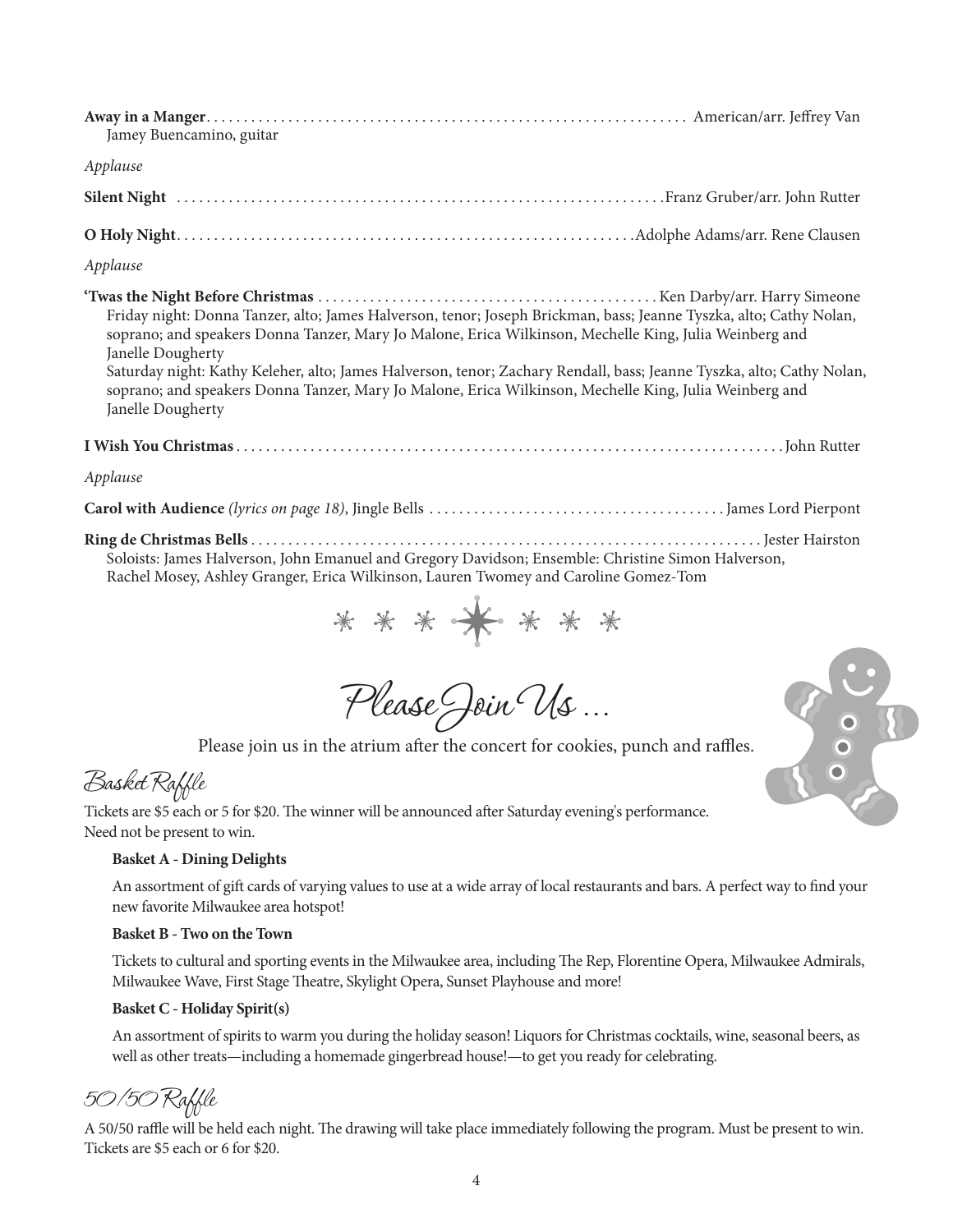**Away in a Manger**. . . . . . . . . . . . . . . . . . . . . . . . . . . . . . . . . . . . . . . . . . . . . . . . . . . . . . . . . . . . . . . . American/arr. Jeffrey Van
Jamey Buencamino, guitar

*Applause*

**Silent Night** . . . . . . . . . . . . . . . . . . . . . . . . . . . . . . . . . . . . . . . . . . . . . . . . . . . . . . . . . . . . . . . .Franz Gruber/arr. John Rutter

**O Holy Night**. . . . . . . . . . . . . . . . . . . . . . . . . . . . . . . . . . . . . . . . . . . . . . . . . . . . . . . . . . . .Adolphe Adams/arr. Rene Clausen

*Applause*

**'Twas the Night Before Christmas** . . . . . . . . . . . . . . . . . . . . . . . . . . . . . . . . . . . . . . . . . . . . . Ken Darby/arr. Harry Simeone
Friday night: Donna Tanzer, alto; James Halverson, tenor; Joseph Brickman, bass; Jeanne Tyszka, alto; Cathy Nolan, soprano; and speakers Donna Tanzer, Mary Jo Malone, Erica Wilkinson, Mechelle King, Julia Weinberg and Janelle Dougherty
Saturday night: Kathy Keleher, alto; James Halverson, tenor; Zachary Rendall, bass; Jeanne Tyszka, alto; Cathy Nolan, soprano; and speakers Donna Tanzer, Mary Jo Malone, Erica Wilkinson, Mechelle King, Julia Weinberg and Janelle Dougherty

**I Wish You Christmas** . . . . . . . . . . . . . . . . . . . . . . . . . . . . . . . . . . . . . . . . . . . . . . . . . . . . . . . . . . . . . . . . . . . . . . . . .John Rutter

*Applause*

**Carol with Audience** *(lyrics on page 18)*, Jingle Bells . . . . . . . . . . . . . . . . . . . . . . . . . . . . . . . . . . . . . . . James Lord Pierpont

**Ring de Christmas Bells** . . . . . . . . . . . . . . . . . . . . . . . . . . . . . . . . . . . . . . . . . . . . . . . . . . . . . . . . . . . . . . . . . . . Jester Hairston
Soloists: James Halverson, John Emanuel and Gregory Davidson; Ensemble: Christine Simon Halverson, Rachel Mosey, Ashley Granger, Erica Wilkinson, Lauren Twomey and Caroline Gomez-Tom

## Please Join Us ...

Please join us in the atrium after the concert for cookies, punch and raffles.

### Basket Raffle

Tickets are $5 each or 5 for $20. The winner will be announced after Saturday evening's performance. Need not be present to win.

**Basket A - Dining Delights**

An assortment of gift cards of varying values to use at a wide array of local restaurants and bars. A perfect way to find your new favorite Milwaukee area hotspot!

**Basket B - Two on the Town**

Tickets to cultural and sporting events in the Milwaukee area, including The Rep, Florentine Opera, Milwaukee Admirals, Milwaukee Wave, First Stage Theatre, Skylight Opera, Sunset Playhouse and more!

**Basket C - Holiday Spirit(s)**

An assortment of spirits to warm you during the holiday season! Liquors for Christmas cocktails, wine, seasonal beers, as well as other treats—including a homemade gingerbread house!—to get you ready for celebrating.

### 50/50 Raffle

A 50/50 raffle will be held each night. The drawing will take place immediately following the program. Must be present to win. Tickets are $5 each or 6 for $20.